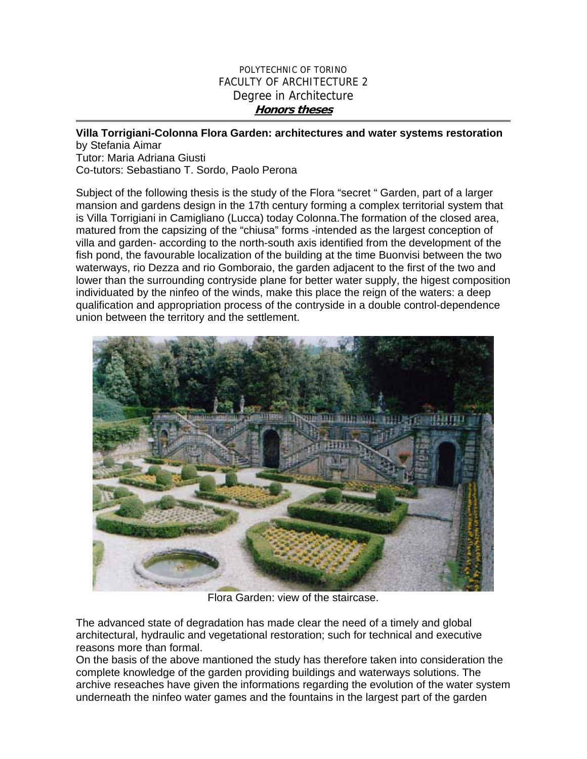POLYTECHNIC OF TORINO
FACULTY OF ARCHITECTURE 2
Degree in Architecture
***Honors theses***

---

**Villa Torrigiani-Colonna Flora Garden: architectures and water systems restoration**
by Stefania Aimar
Tutor: Maria Adriana Giusti
Co-tutors: Sebastiano T. Sordo, Paolo Perona

Subject of the following thesis is the study of the Flora "secret " Garden, part of a larger mansion and gardens design in the 17th century forming a complex territorial system that is Villa Torrigiani in Camigliano (Lucca) today Colonna.The formation of the closed area, matured from the capsizing of the "chiusa" forms -intended as the largest conception of villa and garden- according to the north-south axis identified from the development of the fish pond, the favourable localization of the building at the time Buonvisi between the two waterways, rio Dezza and rio Gomboraio, the garden adjacent to the first of the two and lower than the surrounding contryside plane for better water supply, the higest composition individuated by the ninfeo of the winds, make this place the reign of the waters: a deep qualification and appropriation process of the contryside in a double control-dependence union between the territory and the settlement.

Flora Garden: view of the staircase.

The advanced state of degradation has made clear the need of a timely and global architectural, hydraulic and vegetational restoration; such for technical and executive reasons more than formal.
On the basis of the above mantioned the study has therefore taken into consideration the complete knowledge of the garden providing buildings and waterways solutions. The archive reseaches have given the informations regarding the evolution of the water system underneath the ninfeo water games and the fountains in the largest part of the garden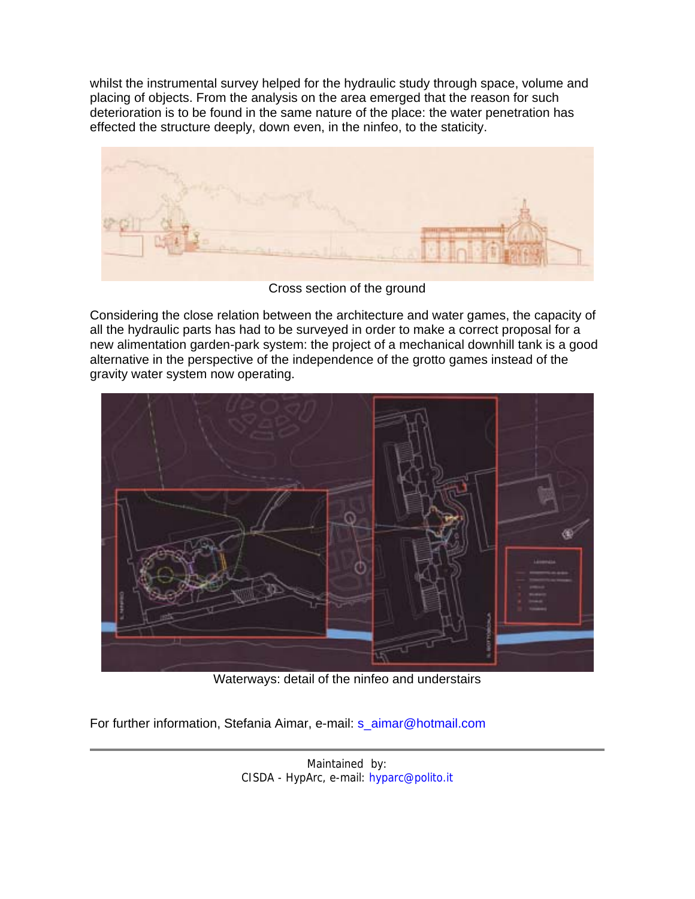whilst the instrumental survey helped for the hydraulic study through space, volume and placing of objects. From the analysis on the area emerged that the reason for such deterioration is to be found in the same nature of the place: the water penetration has effected the structure deeply, down even, in the ninfeo, to the staticity.

Cross section of the ground

Considering the close relation between the architecture and water games, the capacity of all the hydraulic parts has had to be surveyed in order to make a correct proposal for a new alimentation garden-park system: the project of a mechanical downhill tank is a good alternative in the perspective of the independence of the grotto games instead of the gravity water system now operating.

Waterways: detail of the ninfeo and understairs

For further information, Stefania Aimar, e-mail: s_aimar@hotmail.com

---

Maintained by:
CISDA - HypArc, e-mail: hyparc@polito.it